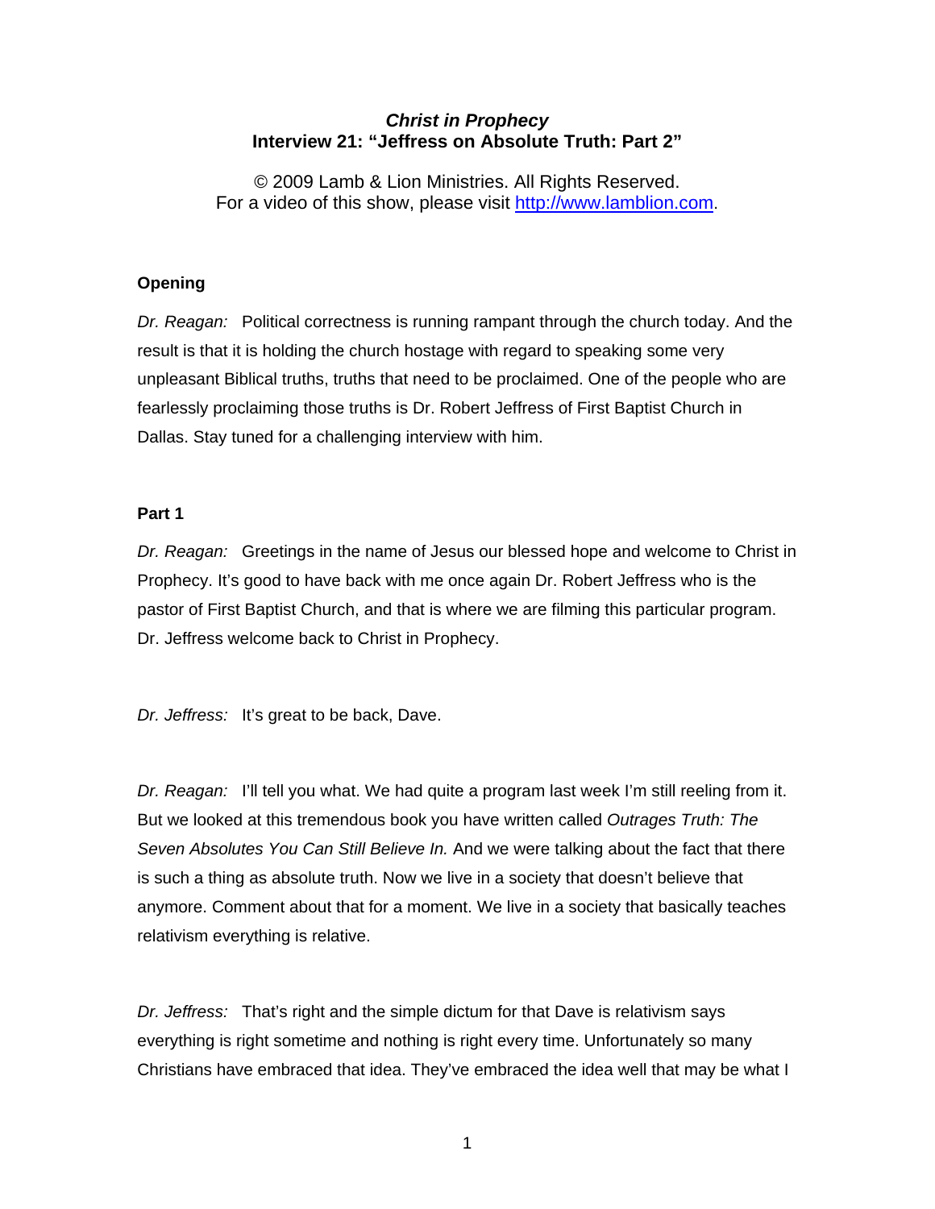# *Christ in Prophecy*
## Interview 21: "Jeffress on Absolute Truth: Part 2"

© 2009 Lamb & Lion Ministries. All Rights Reserved.
For a video of this show, please visit [http://www.lamblion.com](http://www.lamblion.com).

### Opening

*Dr. Reagan:* Political correctness is running rampant through the church today. And the result is that it is holding the church hostage with regard to speaking some very unpleasant Biblical truths, truths that need to be proclaimed. One of the people who are fearlessly proclaiming those truths is Dr. Robert Jeffress of First Baptist Church in Dallas. Stay tuned for a challenging interview with him.

### Part 1

*Dr. Reagan:* Greetings in the name of Jesus our blessed hope and welcome to Christ in Prophecy. It's good to have back with me once again Dr. Robert Jeffress who is the pastor of First Baptist Church, and that is where we are filming this particular program. Dr. Jeffress welcome back to Christ in Prophecy.

*Dr. Jeffress:* It's great to be back, Dave.

*Dr. Reagan:* I'll tell you what. We had quite a program last week I'm still reeling from it. But we looked at this tremendous book you have written called *Outrages Truth: The Seven Absolutes You Can Still Believe In.* And we were talking about the fact that there is such a thing as absolute truth. Now we live in a society that doesn't believe that anymore. Comment about that for a moment. We live in a society that basically teaches relativism everything is relative.

*Dr. Jeffress:* That's right and the simple dictum for that Dave is relativism says everything is right sometime and nothing is right every time. Unfortunately so many Christians have embraced that idea. They've embraced the idea well that may be what I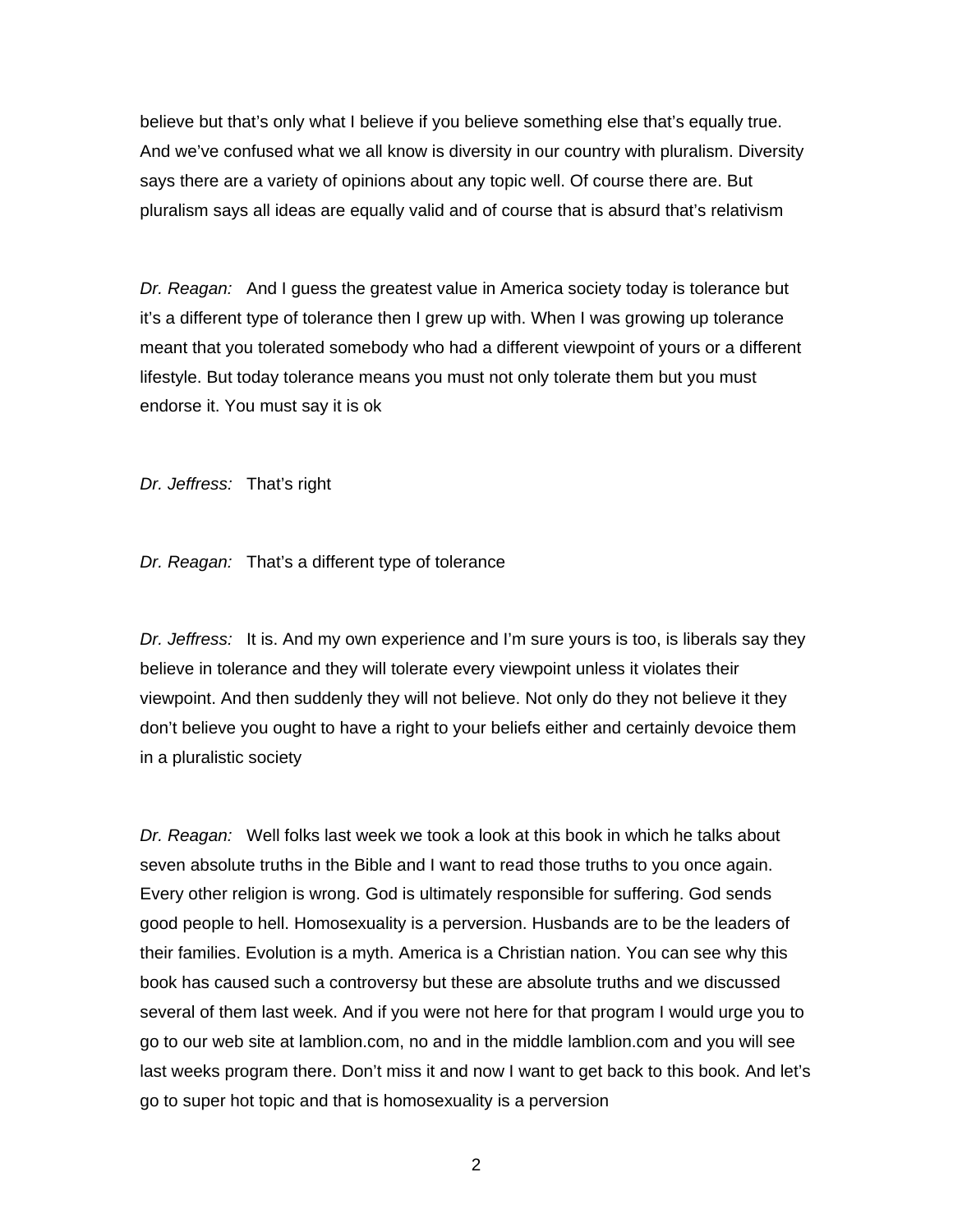believe but that's only what I believe if you believe something else that's equally true. And we've confused what we all know is diversity in our country with pluralism. Diversity says there are a variety of opinions about any topic well. Of course there are. But pluralism says all ideas are equally valid and of course that is absurd that's relativism

*Dr. Reagan:* And I guess the greatest value in America society today is tolerance but it's a different type of tolerance then I grew up with. When I was growing up tolerance meant that you tolerated somebody who had a different viewpoint of yours or a different lifestyle. But today tolerance means you must not only tolerate them but you must endorse it. You must say it is ok

*Dr. Jeffress:* That's right

*Dr. Reagan:* That's a different type of tolerance

*Dr. Jeffress:* It is. And my own experience and I'm sure yours is too, is liberals say they believe in tolerance and they will tolerate every viewpoint unless it violates their viewpoint. And then suddenly they will not believe. Not only do they not believe it they don't believe you ought to have a right to your beliefs either and certainly devoice them in a pluralistic society

*Dr. Reagan:* Well folks last week we took a look at this book in which he talks about seven absolute truths in the Bible and I want to read those truths to you once again. Every other religion is wrong. God is ultimately responsible for suffering. God sends good people to hell. Homosexuality is a perversion. Husbands are to be the leaders of their families. Evolution is a myth. America is a Christian nation. You can see why this book has caused such a controversy but these are absolute truths and we discussed several of them last week. And if you were not here for that program I would urge you to go to our web site at lamblion.com, no and in the middle lamblion.com and you will see last weeks program there. Don't miss it and now I want to get back to this book. And let's go to super hot topic and that is homosexuality is a perversion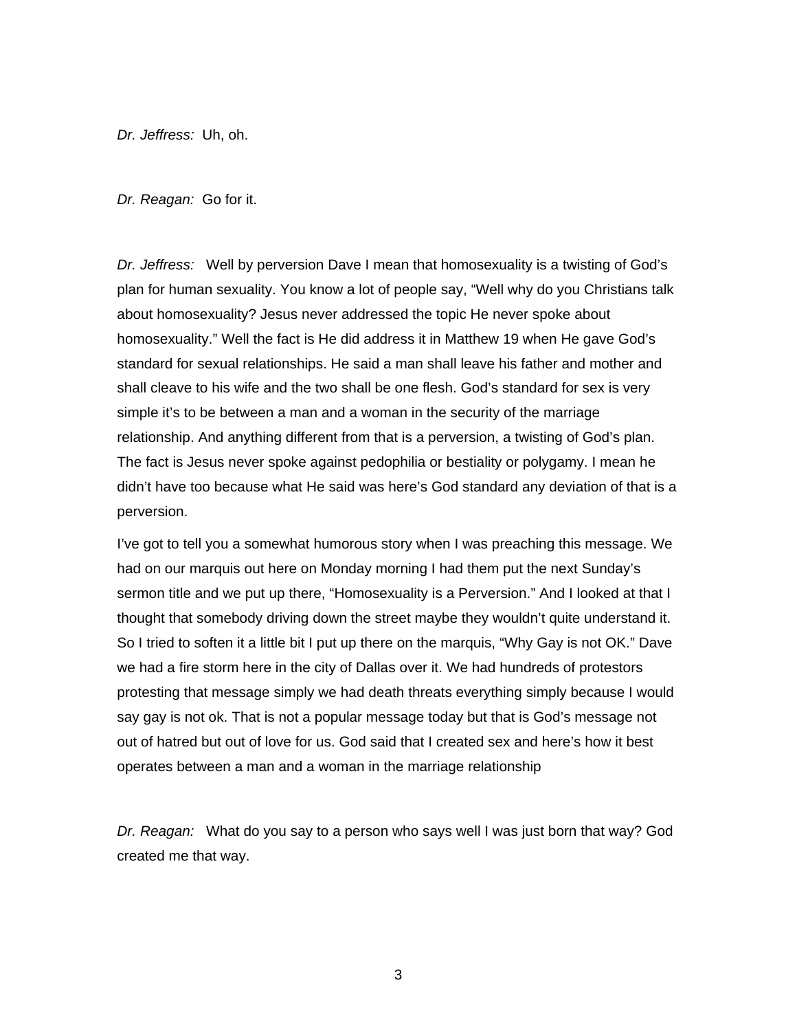*Dr. Jeffress:* Uh, oh.

*Dr. Reagan:* Go for it.

*Dr. Jeffress:* Well by perversion Dave I mean that homosexuality is a twisting of God's plan for human sexuality. You know a lot of people say, "Well why do you Christians talk about homosexuality? Jesus never addressed the topic He never spoke about homosexuality." Well the fact is He did address it in Matthew 19 when He gave God's standard for sexual relationships. He said a man shall leave his father and mother and shall cleave to his wife and the two shall be one flesh. God's standard for sex is very simple it's to be between a man and a woman in the security of the marriage relationship. And anything different from that is a perversion, a twisting of God's plan. The fact is Jesus never spoke against pedophilia or bestiality or polygamy. I mean he didn't have too because what He said was here's God standard any deviation of that is a perversion.

I've got to tell you a somewhat humorous story when I was preaching this message. We had on our marquis out here on Monday morning I had them put the next Sunday's sermon title and we put up there, "Homosexuality is a Perversion." And I looked at that I thought that somebody driving down the street maybe they wouldn't quite understand it. So I tried to soften it a little bit I put up there on the marquis, "Why Gay is not OK." Dave we had a fire storm here in the city of Dallas over it. We had hundreds of protestors protesting that message simply we had death threats everything simply because I would say gay is not ok. That is not a popular message today but that is God's message not out of hatred but out of love for us. God said that I created sex and here's how it best operates between a man and a woman in the marriage relationship

*Dr. Reagan:* What do you say to a person who says well I was just born that way? God created me that way.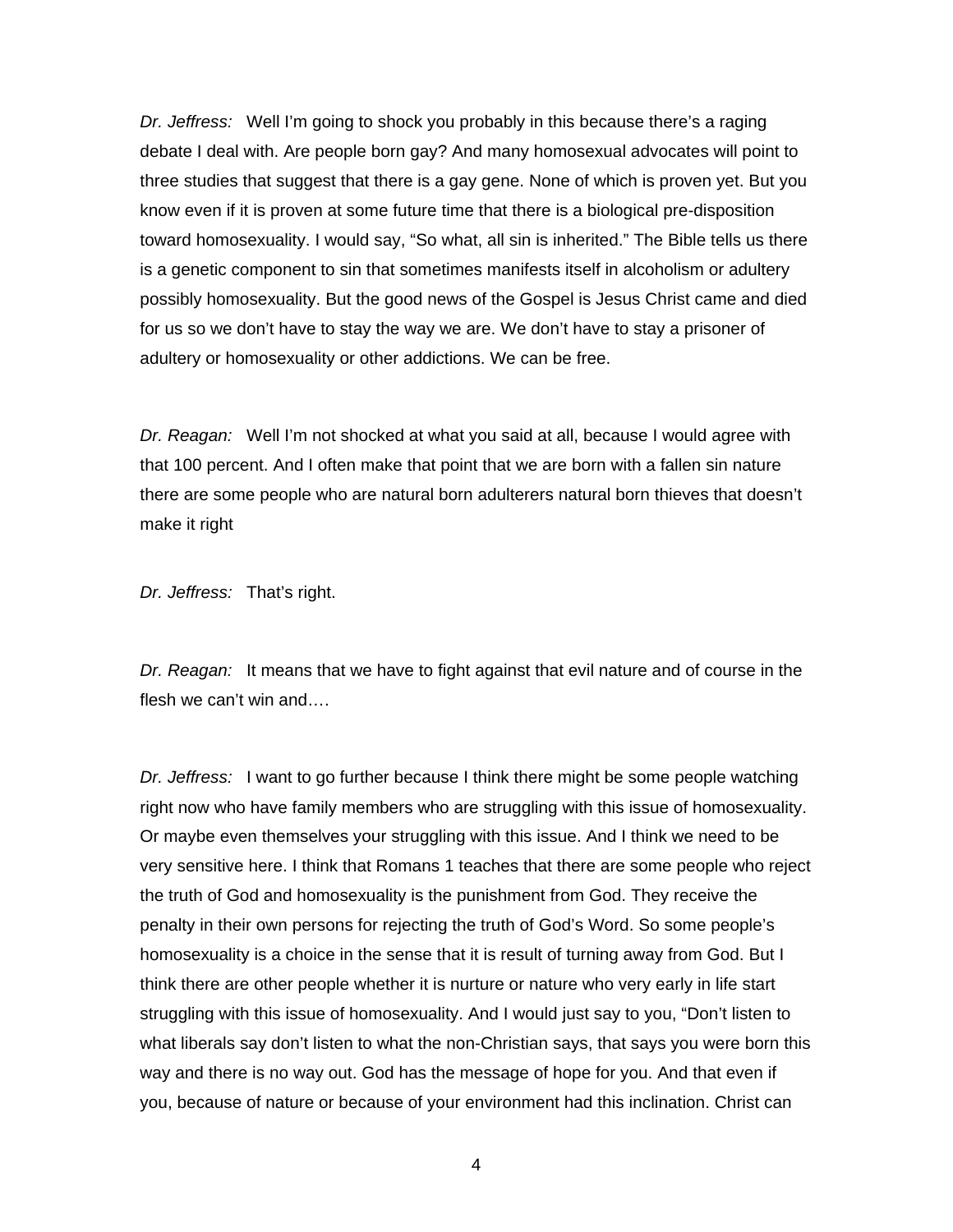*Dr. Jeffress:* Well I'm going to shock you probably in this because there's a raging debate I deal with. Are people born gay? And many homosexual advocates will point to three studies that suggest that there is a gay gene. None of which is proven yet. But you know even if it is proven at some future time that there is a biological pre-disposition toward homosexuality. I would say, "So what, all sin is inherited." The Bible tells us there is a genetic component to sin that sometimes manifests itself in alcoholism or adultery possibly homosexuality. But the good news of the Gospel is Jesus Christ came and died for us so we don't have to stay the way we are. We don't have to stay a prisoner of adultery or homosexuality or other addictions. We can be free.

*Dr. Reagan:* Well I'm not shocked at what you said at all, because I would agree with that 100 percent. And I often make that point that we are born with a fallen sin nature there are some people who are natural born adulterers natural born thieves that doesn't make it right

*Dr. Jeffress:* That's right.

*Dr. Reagan:* It means that we have to fight against that evil nature and of course in the flesh we can't win and….

*Dr. Jeffress:* I want to go further because I think there might be some people watching right now who have family members who are struggling with this issue of homosexuality. Or maybe even themselves your struggling with this issue. And I think we need to be very sensitive here. I think that Romans 1 teaches that there are some people who reject the truth of God and homosexuality is the punishment from God. They receive the penalty in their own persons for rejecting the truth of God's Word. So some people's homosexuality is a choice in the sense that it is result of turning away from God. But I think there are other people whether it is nurture or nature who very early in life start struggling with this issue of homosexuality. And I would just say to you, "Don't listen to what liberals say don't listen to what the non-Christian says, that says you were born this way and there is no way out. God has the message of hope for you. And that even if you, because of nature or because of your environment had this inclination. Christ can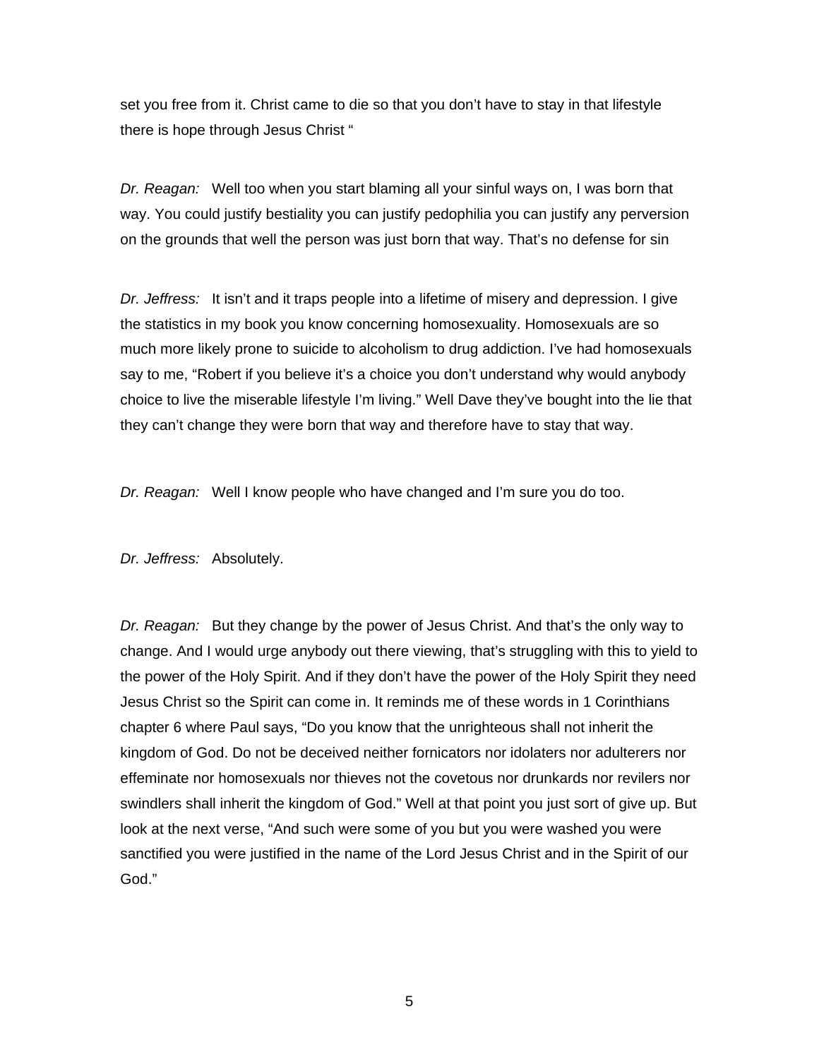set you free from it. Christ came to die so that you don't have to stay in that lifestyle there is hope through Jesus Christ "

*Dr. Reagan:* Well too when you start blaming all your sinful ways on, I was born that way. You could justify bestiality you can justify pedophilia you can justify any perversion on the grounds that well the person was just born that way. That's no defense for sin

*Dr. Jeffress:* It isn't and it traps people into a lifetime of misery and depression. I give the statistics in my book you know concerning homosexuality. Homosexuals are so much more likely prone to suicide to alcoholism to drug addiction. I've had homosexuals say to me, "Robert if you believe it's a choice you don't understand why would anybody choice to live the miserable lifestyle I'm living." Well Dave they've bought into the lie that they can't change they were born that way and therefore have to stay that way.

*Dr. Reagan:* Well I know people who have changed and I'm sure you do too.

*Dr. Jeffress:* Absolutely.

*Dr. Reagan:* But they change by the power of Jesus Christ. And that's the only way to change. And I would urge anybody out there viewing, that's struggling with this to yield to the power of the Holy Spirit. And if they don't have the power of the Holy Spirit they need Jesus Christ so the Spirit can come in. It reminds me of these words in 1 Corinthians chapter 6 where Paul says, "Do you know that the unrighteous shall not inherit the kingdom of God. Do not be deceived neither fornicators nor idolaters nor adulterers nor effeminate nor homosexuals nor thieves not the covetous nor drunkards nor revilers nor swindlers shall inherit the kingdom of God." Well at that point you just sort of give up. But look at the next verse, "And such were some of you but you were washed you were sanctified you were justified in the name of the Lord Jesus Christ and in the Spirit of our God."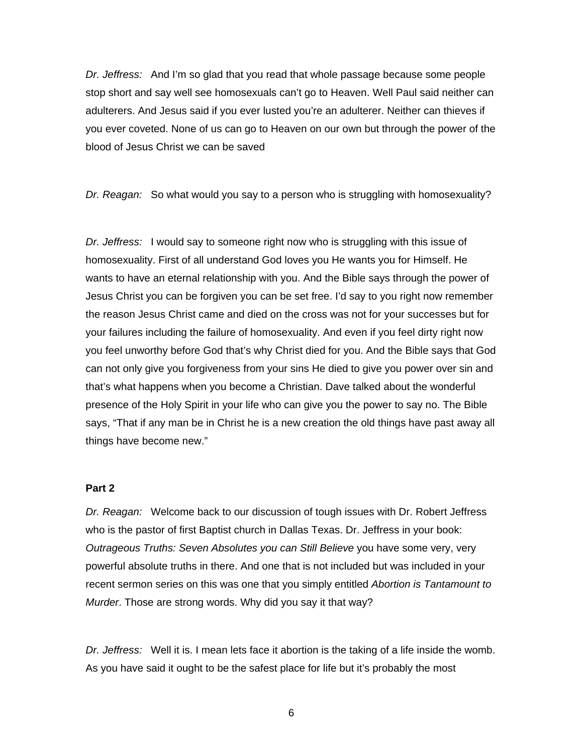*Dr. Jeffress:* And I'm so glad that you read that whole passage because some people stop short and say well see homosexuals can't go to Heaven. Well Paul said neither can adulterers. And Jesus said if you ever lusted you're an adulterer. Neither can thieves if you ever coveted. None of us can go to Heaven on our own but through the power of the blood of Jesus Christ we can be saved

*Dr. Reagan:* So what would you say to a person who is struggling with homosexuality?

*Dr. Jeffress:* I would say to someone right now who is struggling with this issue of homosexuality. First of all understand God loves you He wants you for Himself. He wants to have an eternal relationship with you. And the Bible says through the power of Jesus Christ you can be forgiven you can be set free. I'd say to you right now remember the reason Jesus Christ came and died on the cross was not for your successes but for your failures including the failure of homosexuality. And even if you feel dirty right now you feel unworthy before God that's why Christ died for you. And the Bible says that God can not only give you forgiveness from your sins He died to give you power over sin and that's what happens when you become a Christian. Dave talked about the wonderful presence of the Holy Spirit in your life who can give you the power to say no. The Bible says, "That if any man be in Christ he is a new creation the old things have past away all things have become new."

**Part 2**

*Dr. Reagan:* Welcome back to our discussion of tough issues with Dr. Robert Jeffress who is the pastor of first Baptist church in Dallas Texas. Dr. Jeffress in your book: *Outrageous Truths: Seven Absolutes you can Still Believe* you have some very, very powerful absolute truths in there. And one that is not included but was included in your recent sermon series on this was one that you simply entitled *Abortion is Tantamount to Murder*. Those are strong words. Why did you say it that way?

*Dr. Jeffress:* Well it is. I mean lets face it abortion is the taking of a life inside the womb. As you have said it ought to be the safest place for life but it's probably the most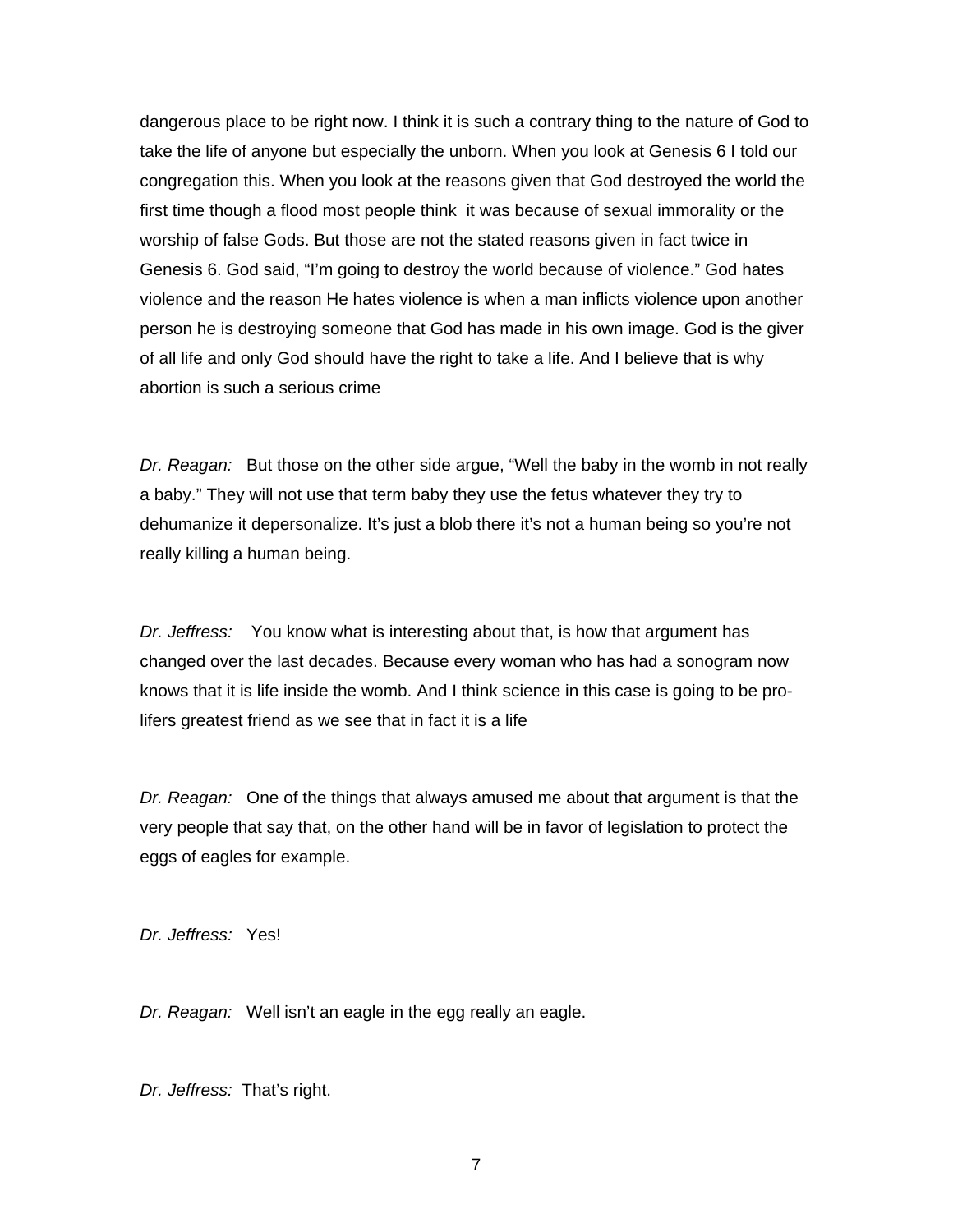dangerous place to be right now. I think it is such a contrary thing to the nature of God to take the life of anyone but especially the unborn. When you look at Genesis 6 I told our congregation this. When you look at the reasons given that God destroyed the world the first time though a flood most people think  it was because of sexual immorality or the worship of false Gods. But those are not the stated reasons given in fact twice in Genesis 6. God said, "I'm going to destroy the world because of violence." God hates violence and the reason He hates violence is when a man inflicts violence upon another person he is destroying someone that God has made in his own image. God is the giver of all life and only God should have the right to take a life. And I believe that is why abortion is such a serious crime

*Dr. Reagan:* But those on the other side argue, "Well the baby in the womb in not really a baby." They will not use that term baby they use the fetus whatever they try to dehumanize it depersonalize. It's just a blob there it's not a human being so you're not really killing a human being.

*Dr. Jeffress:* You know what is interesting about that, is how that argument has changed over the last decades. Because every woman who has had a sonogram now knows that it is life inside the womb. And I think science in this case is going to be pro-lifers greatest friend as we see that in fact it is a life

*Dr. Reagan:* One of the things that always amused me about that argument is that the very people that say that, on the other hand will be in favor of legislation to protect the eggs of eagles for example.

*Dr. Jeffress:* Yes!

*Dr. Reagan:* Well isn't an eagle in the egg really an eagle.

*Dr. Jeffress:* That's right.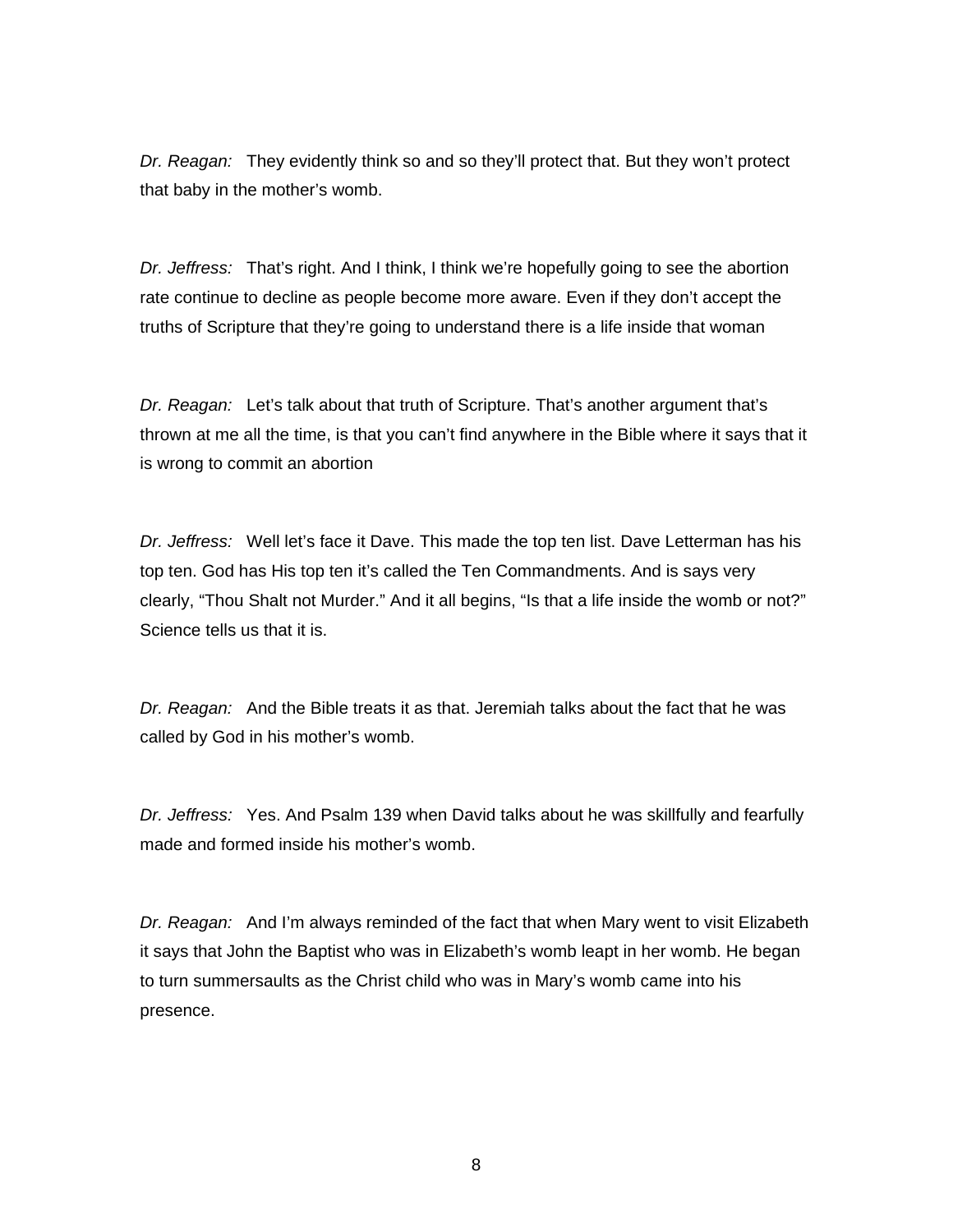*Dr. Reagan:* They evidently think so and so they'll protect that. But they won't protect that baby in the mother's womb.

*Dr. Jeffress:* That's right. And I think, I think we're hopefully going to see the abortion rate continue to decline as people become more aware. Even if they don't accept the truths of Scripture that they're going to understand there is a life inside that woman

*Dr. Reagan:* Let's talk about that truth of Scripture. That's another argument that's thrown at me all the time, is that you can't find anywhere in the Bible where it says that it is wrong to commit an abortion

*Dr. Jeffress:* Well let's face it Dave. This made the top ten list. Dave Letterman has his top ten. God has His top ten it's called the Ten Commandments. And is says very clearly, "Thou Shalt not Murder." And it all begins, "Is that a life inside the womb or not?" Science tells us that it is.

*Dr. Reagan:* And the Bible treats it as that. Jeremiah talks about the fact that he was called by God in his mother's womb.

*Dr. Jeffress:* Yes. And Psalm 139 when David talks about he was skillfully and fearfully made and formed inside his mother's womb.

*Dr. Reagan:* And I'm always reminded of the fact that when Mary went to visit Elizabeth it says that John the Baptist who was in Elizabeth's womb leapt in her womb. He began to turn summersaults as the Christ child who was in Mary's womb came into his presence.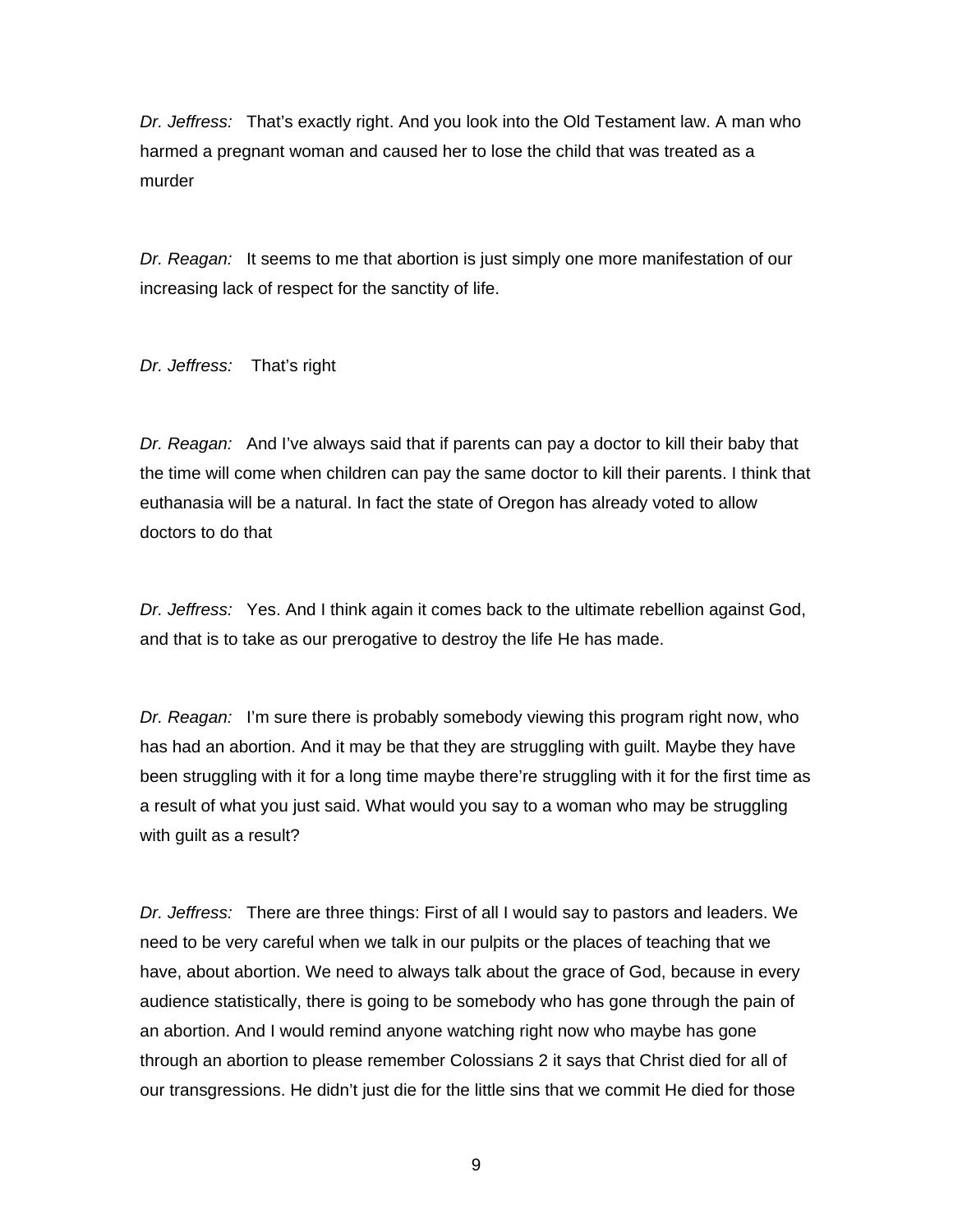*Dr. Jeffress:* That's exactly right. And you look into the Old Testament law. A man who harmed a pregnant woman and caused her to lose the child that was treated as a murder

*Dr. Reagan:* It seems to me that abortion is just simply one more manifestation of our increasing lack of respect for the sanctity of life.

*Dr. Jeffress:* That's right

*Dr. Reagan:* And I've always said that if parents can pay a doctor to kill their baby that the time will come when children can pay the same doctor to kill their parents. I think that euthanasia will be a natural. In fact the state of Oregon has already voted to allow doctors to do that

*Dr. Jeffress:* Yes. And I think again it comes back to the ultimate rebellion against God, and that is to take as our prerogative to destroy the life He has made.

*Dr. Reagan:* I'm sure there is probably somebody viewing this program right now, who has had an abortion. And it may be that they are struggling with guilt. Maybe they have been struggling with it for a long time maybe there're struggling with it for the first time as a result of what you just said. What would you say to a woman who may be struggling with guilt as a result?

*Dr. Jeffress:* There are three things: First of all I would say to pastors and leaders. We need to be very careful when we talk in our pulpits or the places of teaching that we have, about abortion. We need to always talk about the grace of God, because in every audience statistically, there is going to be somebody who has gone through the pain of an abortion. And I would remind anyone watching right now who maybe has gone through an abortion to please remember Colossians 2 it says that Christ died for all of our transgressions. He didn't just die for the little sins that we commit He died for those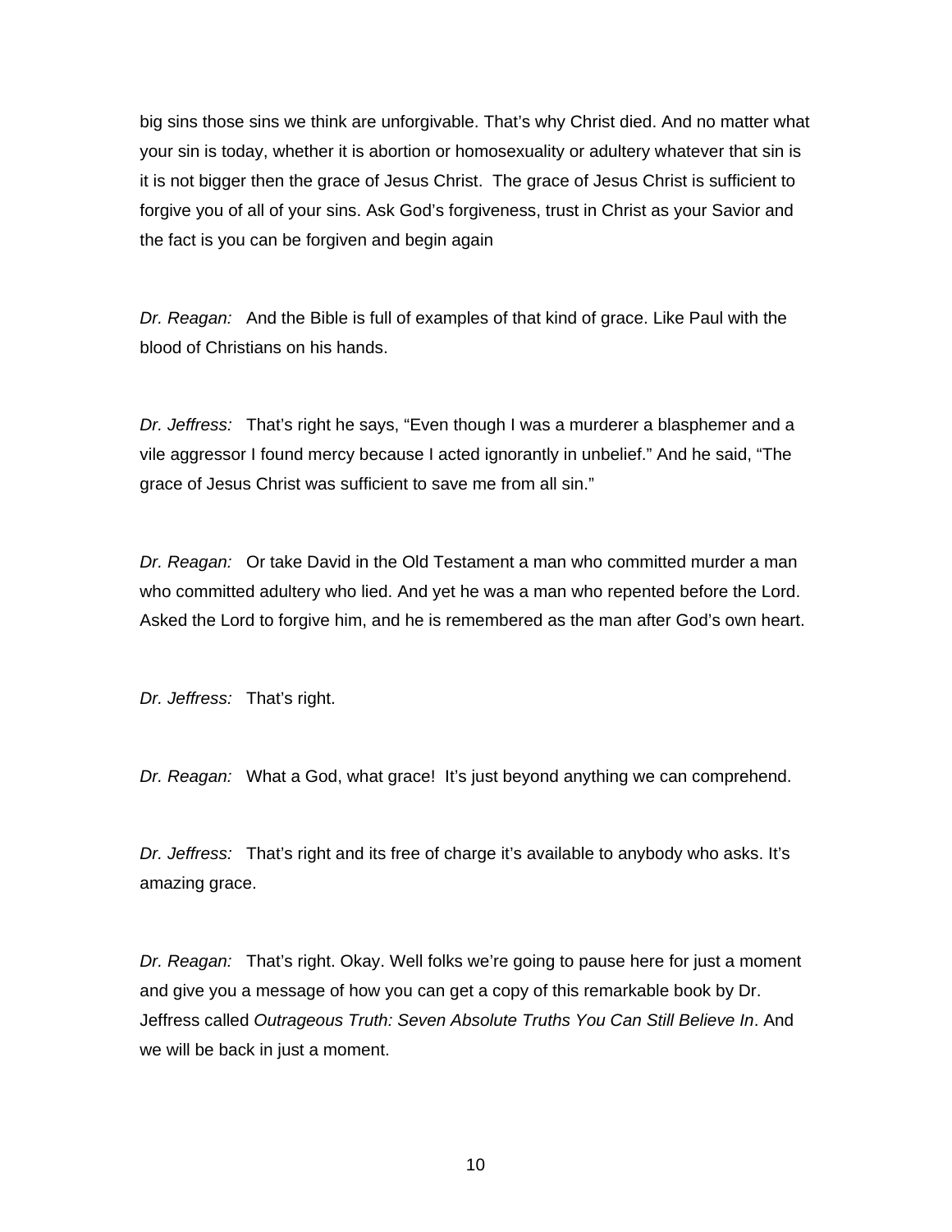big sins those sins we think are unforgivable. That's why Christ died. And no matter what your sin is today, whether it is abortion or homosexuality or adultery whatever that sin is it is not bigger then the grace of Jesus Christ. The grace of Jesus Christ is sufficient to forgive you of all of your sins. Ask God's forgiveness, trust in Christ as your Savior and the fact is you can be forgiven and begin again

*Dr. Reagan:* And the Bible is full of examples of that kind of grace. Like Paul with the blood of Christians on his hands.

*Dr. Jeffress:* That's right he says, "Even though I was a murderer a blasphemer and a vile aggressor I found mercy because I acted ignorantly in unbelief." And he said, "The grace of Jesus Christ was sufficient to save me from all sin."

*Dr. Reagan:* Or take David in the Old Testament a man who committed murder a man who committed adultery who lied. And yet he was a man who repented before the Lord. Asked the Lord to forgive him, and he is remembered as the man after God's own heart.

*Dr. Jeffress:* That's right.

*Dr. Reagan:* What a God, what grace! It's just beyond anything we can comprehend.

*Dr. Jeffress:* That's right and its free of charge it's available to anybody who asks. It's amazing grace.

*Dr. Reagan:* That's right. Okay. Well folks we're going to pause here for just a moment and give you a message of how you can get a copy of this remarkable book by Dr. Jeffress called *Outrageous Truth: Seven Absolute Truths You Can Still Believe In*. And we will be back in just a moment.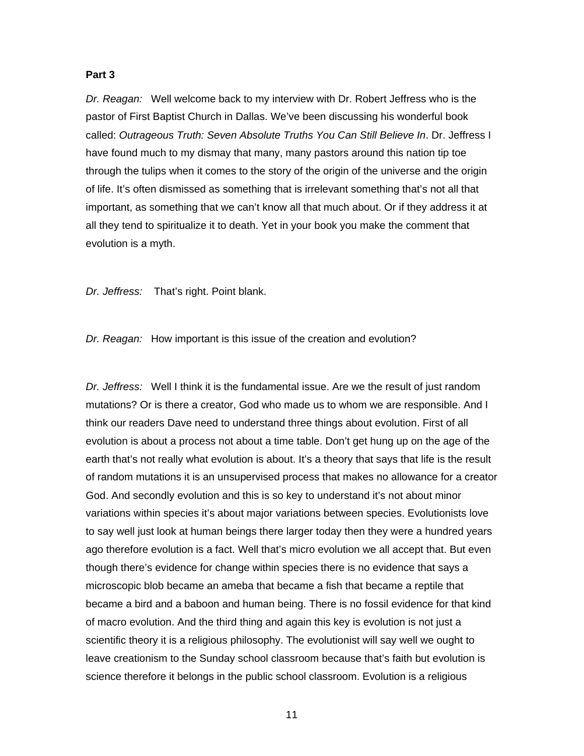**Part 3**

*Dr. Reagan:* Well welcome back to my interview with Dr. Robert Jeffress who is the pastor of First Baptist Church in Dallas. We've been discussing his wonderful book called: *Outrageous Truth: Seven Absolute Truths You Can Still Believe In*. Dr. Jeffress I have found much to my dismay that many, many pastors around this nation tip toe through the tulips when it comes to the story of the origin of the universe and the origin of life. It's often dismissed as something that is irrelevant something that's not all that important, as something that we can't know all that much about. Or if they address it at all they tend to spiritualize it to death. Yet in your book you make the comment that evolution is a myth.

*Dr. Jeffress:* That's right. Point blank.

*Dr. Reagan:* How important is this issue of the creation and evolution?

*Dr. Jeffress:* Well I think it is the fundamental issue. Are we the result of just random mutations? Or is there a creator, God who made us to whom we are responsible. And I think our readers Dave need to understand three things about evolution. First of all evolution is about a process not about a time table. Don't get hung up on the age of the earth that's not really what evolution is about. It's a theory that says that life is the result of random mutations it is an unsupervised process that makes no allowance for a creator God. And secondly evolution and this is so key to understand it's not about minor variations within species it's about major variations between species. Evolutionists love to say well just look at human beings there larger today then they were a hundred years ago therefore evolution is a fact. Well that's micro evolution we all accept that. But even though there's evidence for change within species there is no evidence that says a microscopic blob became an ameba that became a fish that became a reptile that became a bird and a baboon and human being. There is no fossil evidence for that kind of macro evolution. And the third thing and again this key is evolution is not just a scientific theory it is a religious philosophy. The evolutionist will say well we ought to leave creationism to the Sunday school classroom because that's faith but evolution is science therefore it belongs in the public school classroom. Evolution is a religious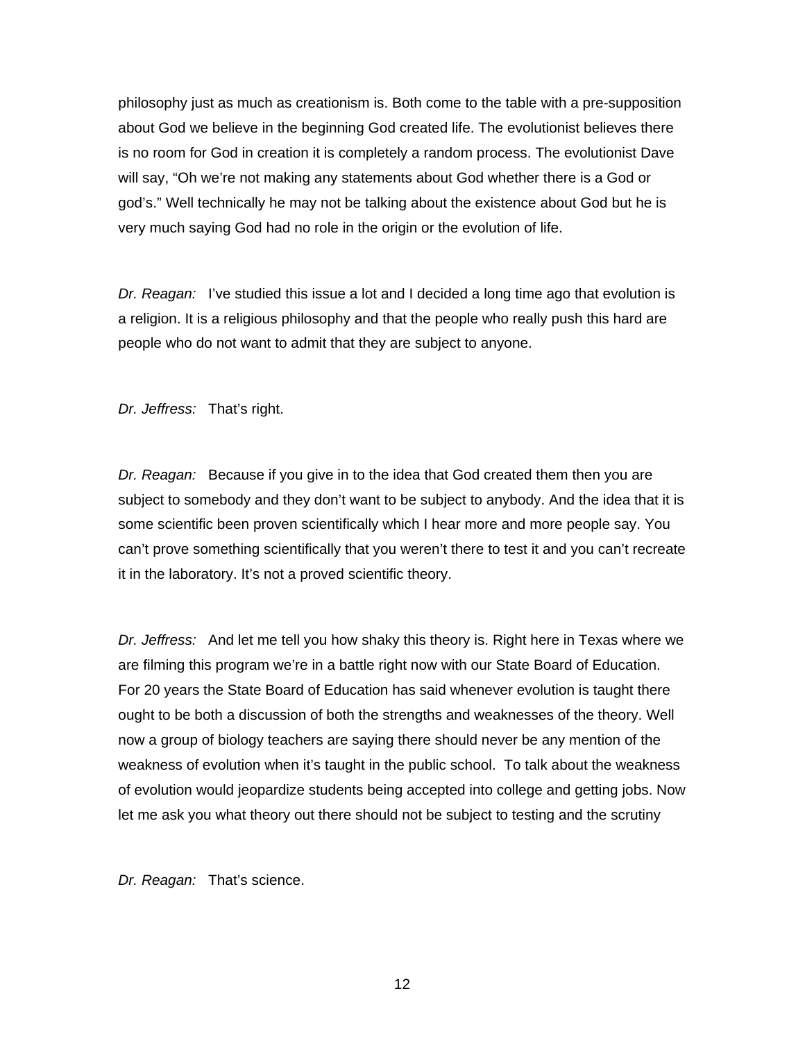philosophy just as much as creationism is. Both come to the table with a pre-supposition about God we believe in the beginning God created life. The evolutionist believes there is no room for God in creation it is completely a random process. The evolutionist Dave will say, “Oh we’re not making any statements about God whether there is a God or god’s.” Well technically he may not be talking about the existence about God but he is very much saying God had no role in the origin or the evolution of life.

*Dr. Reagan:* I’ve studied this issue a lot and I decided a long time ago that evolution is a religion. It is a religious philosophy and that the people who really push this hard are people who do not want to admit that they are subject to anyone.

*Dr. Jeffress:* That’s right.

*Dr. Reagan:* Because if you give in to the idea that God created them then you are subject to somebody and they don’t want to be subject to anybody. And the idea that it is some scientific been proven scientifically which I hear more and more people say. You can’t prove something scientifically that you weren’t there to test it and you can’t recreate it in the laboratory. It’s not a proved scientific theory.

*Dr. Jeffress:* And let me tell you how shaky this theory is. Right here in Texas where we are filming this program we’re in a battle right now with our State Board of Education. For 20 years the State Board of Education has said whenever evolution is taught there ought to be both a discussion of both the strengths and weaknesses of the theory. Well now a group of biology teachers are saying there should never be any mention of the weakness of evolution when it’s taught in the public school. To talk about the weakness of evolution would jeopardize students being accepted into college and getting jobs. Now let me ask you what theory out there should not be subject to testing and the scrutiny

*Dr. Reagan:* That’s science.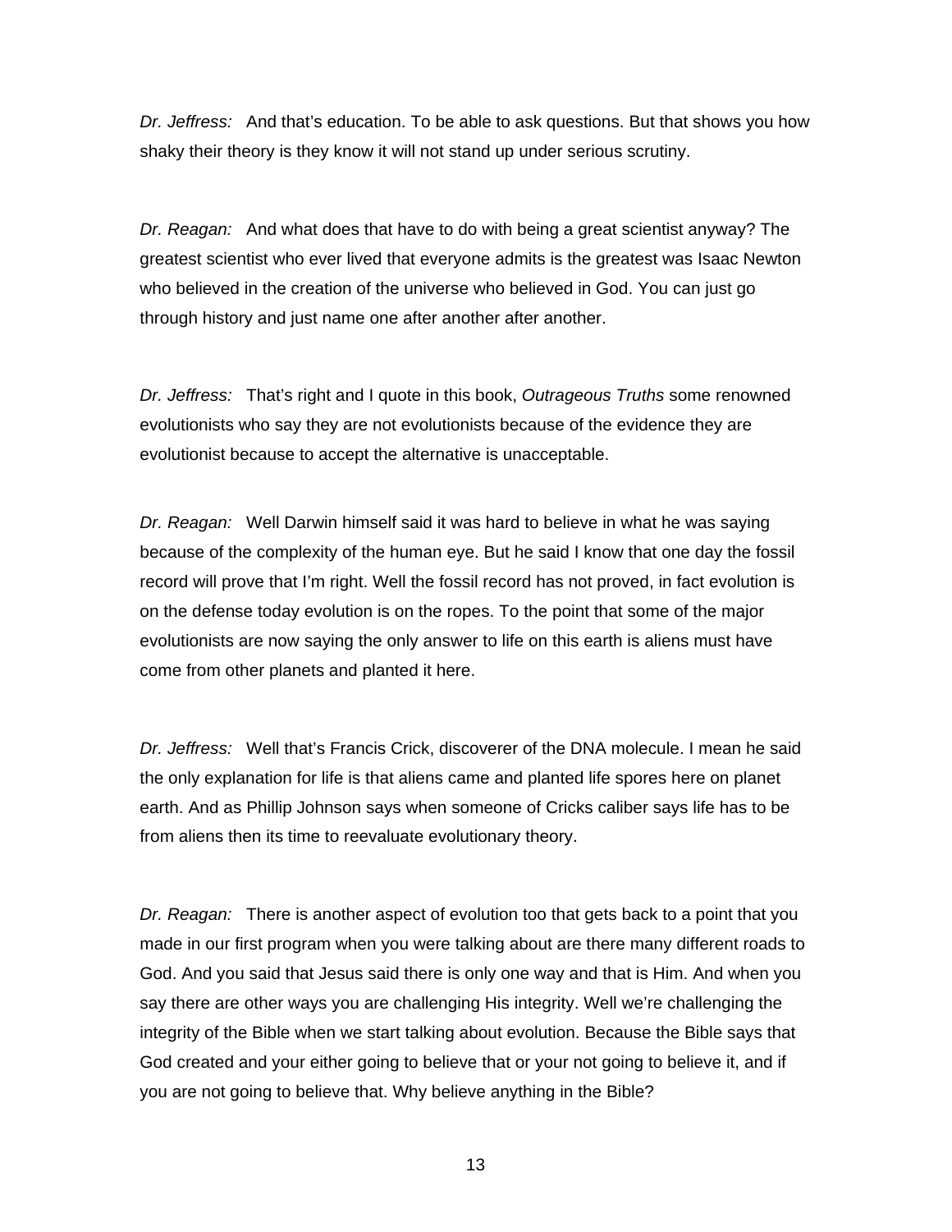*Dr. Jeffress:* And that's education. To be able to ask questions. But that shows you how shaky their theory is they know it will not stand up under serious scrutiny.

*Dr. Reagan:* And what does that have to do with being a great scientist anyway? The greatest scientist who ever lived that everyone admits is the greatest was Isaac Newton who believed in the creation of the universe who believed in God. You can just go through history and just name one after another after another.

*Dr. Jeffress:* That's right and I quote in this book, *Outrageous Truths* some renowned evolutionists who say they are not evolutionists because of the evidence they are evolutionist because to accept the alternative is unacceptable.

*Dr. Reagan:* Well Darwin himself said it was hard to believe in what he was saying because of the complexity of the human eye. But he said I know that one day the fossil record will prove that I'm right. Well the fossil record has not proved, in fact evolution is on the defense today evolution is on the ropes. To the point that some of the major evolutionists are now saying the only answer to life on this earth is aliens must have come from other planets and planted it here.

*Dr. Jeffress:* Well that's Francis Crick, discoverer of the DNA molecule. I mean he said the only explanation for life is that aliens came and planted life spores here on planet earth. And as Phillip Johnson says when someone of Cricks caliber says life has to be from aliens then its time to reevaluate evolutionary theory.

*Dr. Reagan:* There is another aspect of evolution too that gets back to a point that you made in our first program when you were talking about are there many different roads to God. And you said that Jesus said there is only one way and that is Him. And when you say there are other ways you are challenging His integrity. Well we're challenging the integrity of the Bible when we start talking about evolution. Because the Bible says that God created and your either going to believe that or your not going to believe it, and if you are not going to believe that. Why believe anything in the Bible?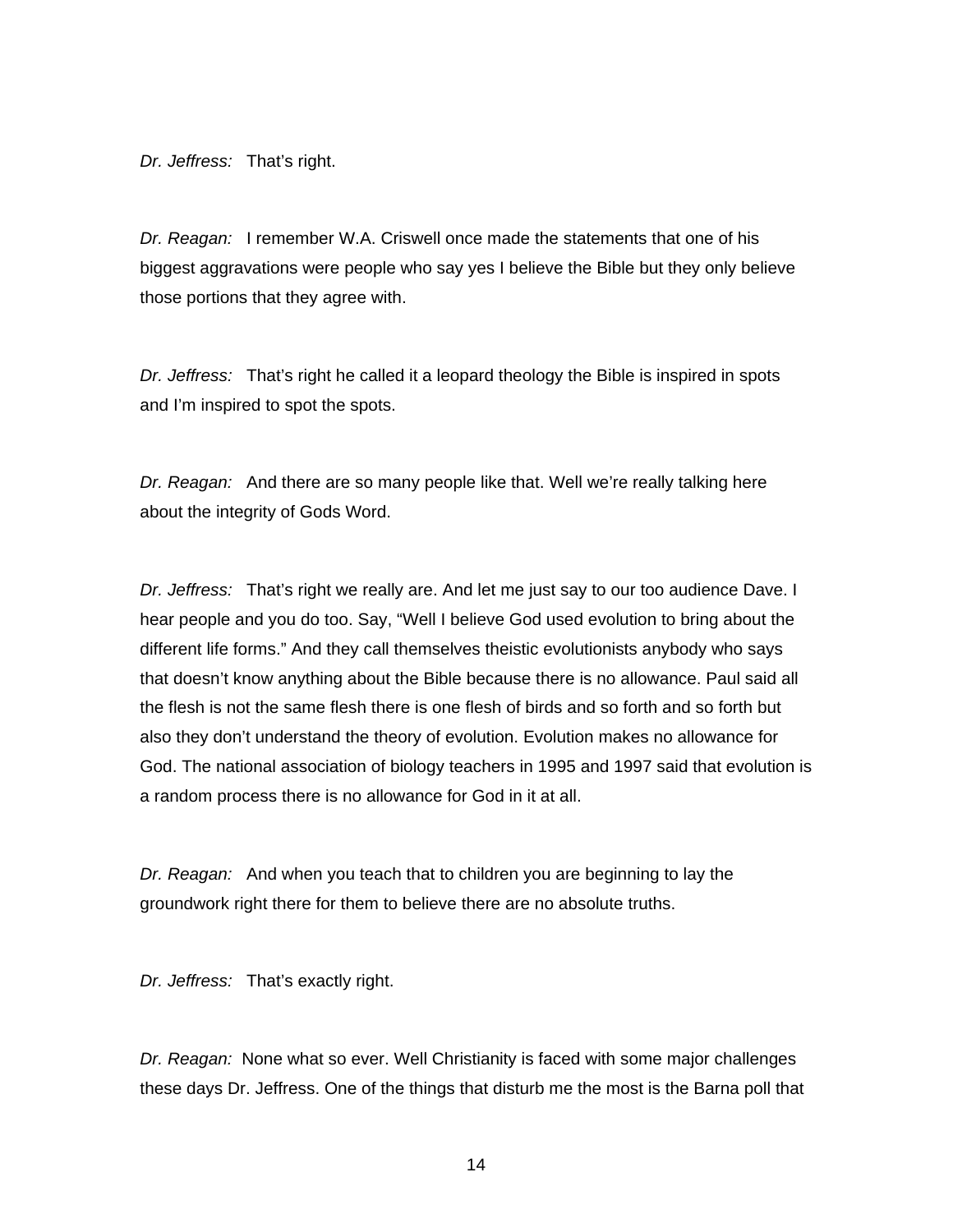*Dr. Jeffress:* That's right.

*Dr. Reagan:* I remember W.A. Criswell once made the statements that one of his biggest aggravations were people who say yes I believe the Bible but they only believe those portions that they agree with.

*Dr. Jeffress:* That's right he called it a leopard theology the Bible is inspired in spots and I'm inspired to spot the spots.

*Dr. Reagan:* And there are so many people like that. Well we're really talking here about the integrity of Gods Word.

*Dr. Jeffress:* That's right we really are. And let me just say to our too audience Dave. I hear people and you do too. Say, "Well I believe God used evolution to bring about the different life forms." And they call themselves theistic evolutionists anybody who says that doesn't know anything about the Bible because there is no allowance. Paul said all the flesh is not the same flesh there is one flesh of birds and so forth and so forth but also they don't understand the theory of evolution. Evolution makes no allowance for God. The national association of biology teachers in 1995 and 1997 said that evolution is a random process there is no allowance for God in it at all.

*Dr. Reagan:* And when you teach that to children you are beginning to lay the groundwork right there for them to believe there are no absolute truths.

*Dr. Jeffress:* That's exactly right.

*Dr. Reagan:* None what so ever. Well Christianity is faced with some major challenges these days Dr. Jeffress. One of the things that disturb me the most is the Barna poll that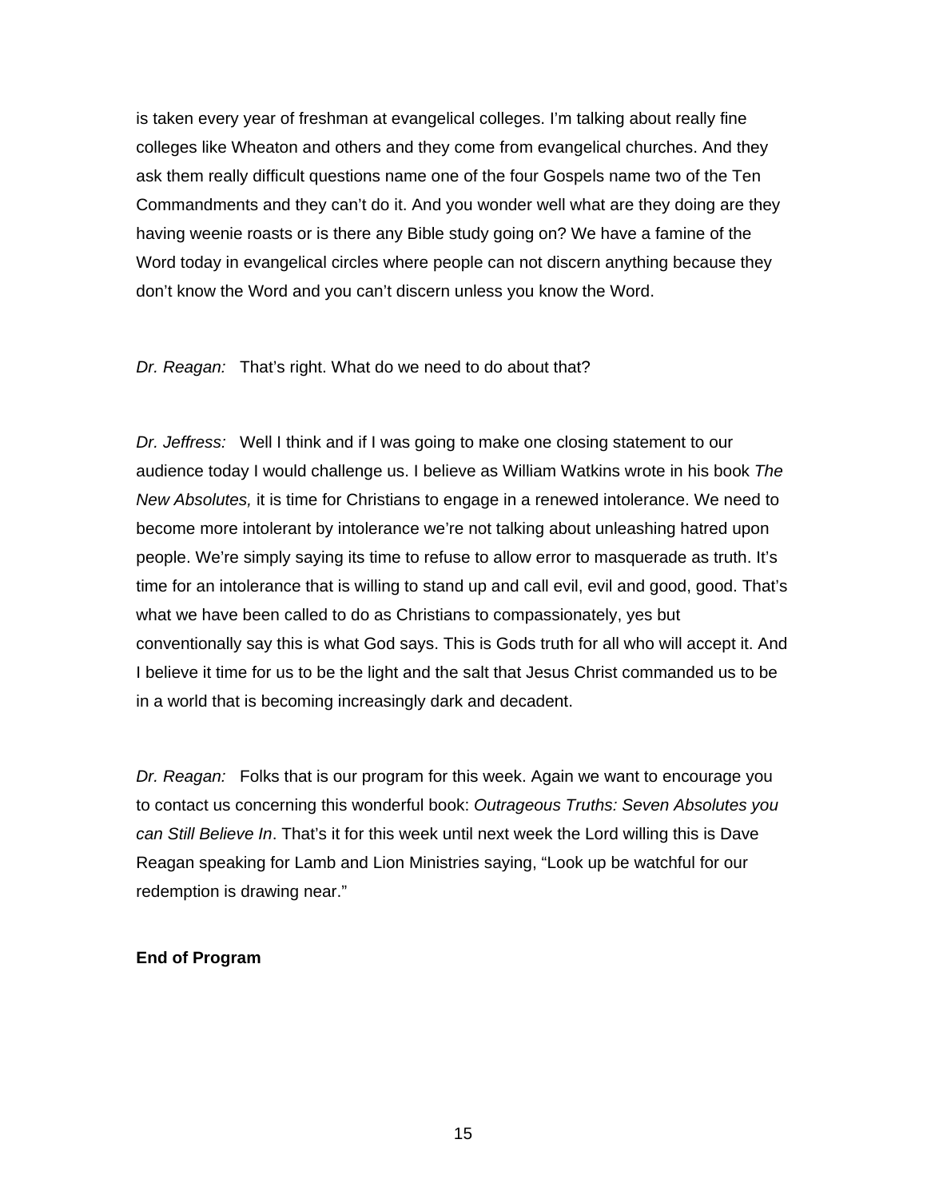is taken every year of freshman at evangelical colleges. I'm talking about really fine colleges like Wheaton and others and they come from evangelical churches. And they ask them really difficult questions name one of the four Gospels name two of the Ten Commandments and they can't do it. And you wonder well what are they doing are they having weenie roasts or is there any Bible study going on? We have a famine of the Word today in evangelical circles where people can not discern anything because they don't know the Word and you can't discern unless you know the Word.

*Dr. Reagan:* That's right. What do we need to do about that?

*Dr. Jeffress:* Well I think and if I was going to make one closing statement to our audience today I would challenge us. I believe as William Watkins wrote in his book *The New Absolutes,* it is time for Christians to engage in a renewed intolerance. We need to become more intolerant by intolerance we're not talking about unleashing hatred upon people. We're simply saying its time to refuse to allow error to masquerade as truth. It's time for an intolerance that is willing to stand up and call evil, evil and good, good. That's what we have been called to do as Christians to compassionately, yes but conventionally say this is what God says. This is Gods truth for all who will accept it. And I believe it time for us to be the light and the salt that Jesus Christ commanded us to be in a world that is becoming increasingly dark and decadent.

*Dr. Reagan:* Folks that is our program for this week. Again we want to encourage you to contact us concerning this wonderful book: *Outrageous Truths: Seven Absolutes you can Still Believe In*. That's it for this week until next week the Lord willing this is Dave Reagan speaking for Lamb and Lion Ministries saying, "Look up be watchful for our redemption is drawing near."

**End of Program**